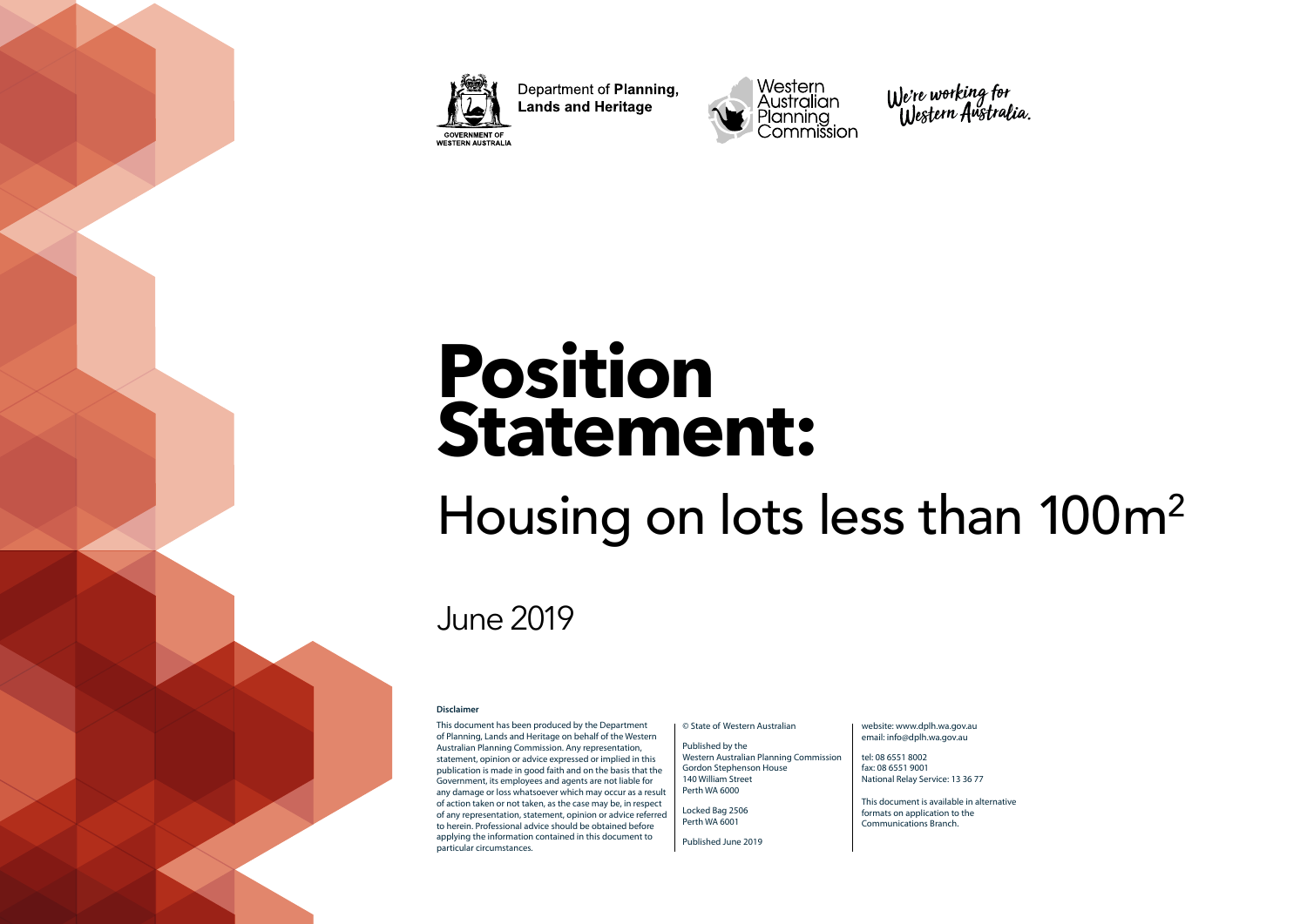Department of **Planning, Lands and Heritage**

GOVERNMENT OF WESTERN AUSTRALIA

Western Australian Planning Commission

We're working for Western Australia.

# Position Statement:

## Housing on lots less than 100m$^2$

June 2019

**Disclaimer**

This document has been produced by the Department of Planning, Lands and Heritage on behalf of the Western Australian Planning Commission. Any representation, statement, opinion or advice expressed or implied in this publication is made in good faith and on the basis that the Government, its employees and agents are not liable for any damage or loss whatsoever which may occur as a result of action taken or not taken, as the case may be, in respect of any representation, statement, opinion or advice referred to herein. Professional advice should be obtained before applying the information contained in this document to particular circumstances.

© State of Western Australian

Published by the
Western Australian Planning Commission
Gordon Stephenson House
140 William Street
Perth WA 6000

Locked Bag 2506
Perth WA 6001

Published June 2019

website: www.dplh.wa.gov.au
email: info@dplh.wa.gov.au

tel: 08 6551 8002
fax: 08 6551 9001
National Relay Service: 13 36 77

This document is available in alternative formats on application to the Communications Branch.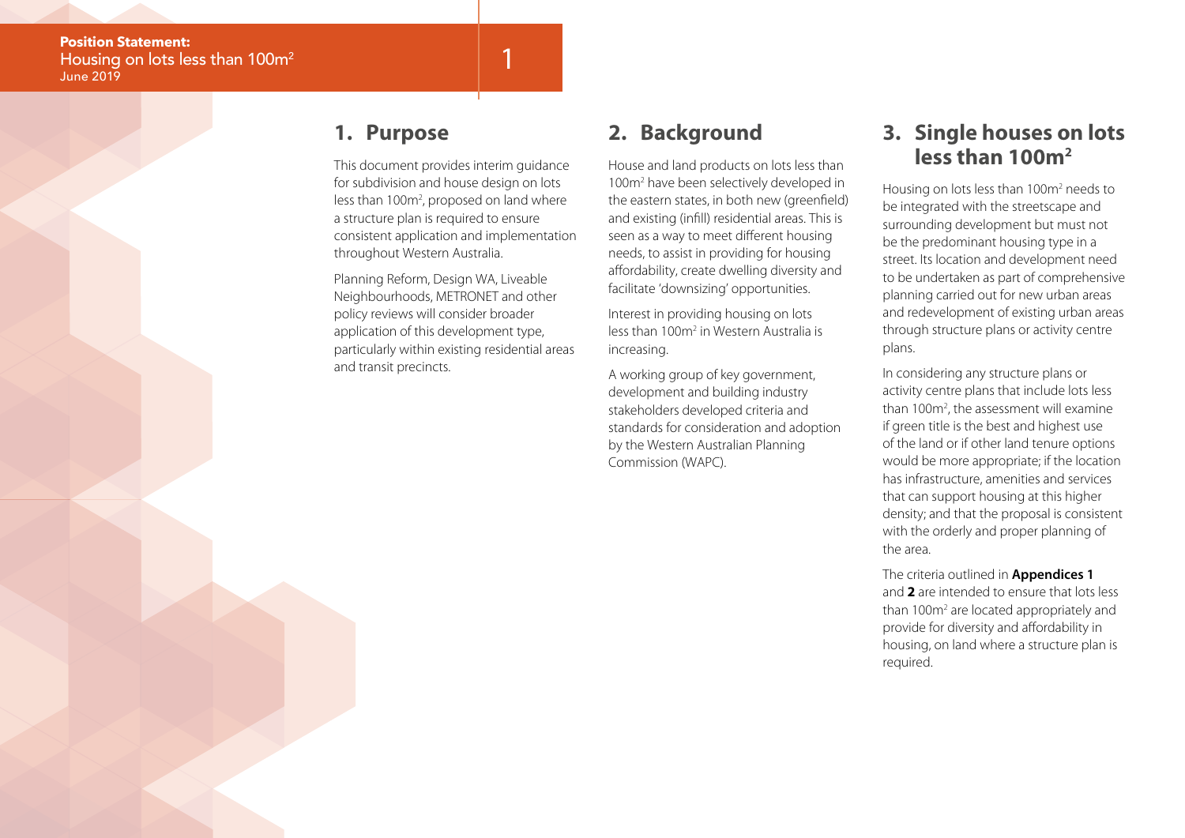## 1. Purpose

This document provides interim guidance for subdivision and house design on lots less than 100m$^2$, proposed on land where a structure plan is required to ensure consistent application and implementation throughout Western Australia.

Planning Reform, Design WA, Liveable Neighbourhoods, METRONET and other policy reviews will consider broader application of this development type, particularly within existing residential areas and transit precincts.

## 2. Background

House and land products on lots less than 100m$^2$ have been selectively developed in the eastern states, in both new (greenfield) and existing (infill) residential areas. This is seen as a way to meet different housing needs, to assist in providing for housing affordability, create dwelling diversity and facilitate 'downsizing' opportunities.

Interest in providing housing on lots less than 100m$^2$ in Western Australia is increasing.

A working group of key government, development and building industry stakeholders developed criteria and standards for consideration and adoption by the Western Australian Planning Commission (WAPC).

## 3. Single houses on lots less than 100m$^2$

Housing on lots less than 100m$^2$ needs to be integrated with the streetscape and surrounding development but must not be the predominant housing type in a street. Its location and development need to be undertaken as part of comprehensive planning carried out for new urban areas and redevelopment of existing urban areas through structure plans or activity centre plans.

In considering any structure plans or activity centre plans that include lots less than 100m$^2$, the assessment will examine if green title is the best and highest use of the land or if other land tenure options would be more appropriate; if the location has infrastructure, amenities and services that can support housing at this higher density; and that the proposal is consistent with the orderly and proper planning of the area.

The criteria outlined in **Appendices 1** and **2** are intended to ensure that lots less than 100m$^2$ are located appropriately and provide for diversity and affordability in housing, on land where a structure plan is required.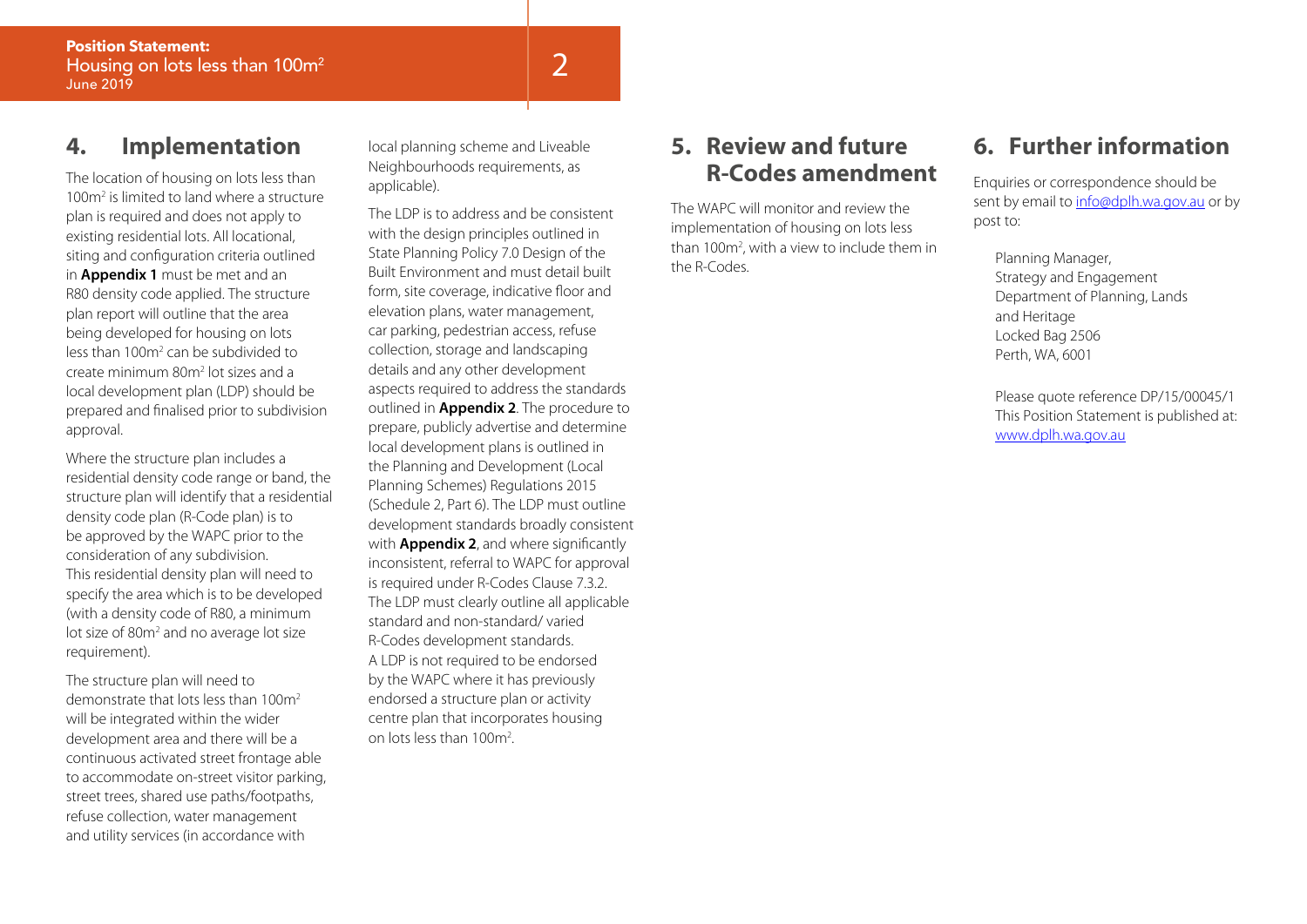## 4. Implementation

The location of housing on lots less than 100m² is limited to land where a structure plan is required and does not apply to existing residential lots. All locational, siting and configuration criteria outlined in **Appendix 1** must be met and an R80 density code applied. The structure plan report will outline that the area being developed for housing on lots less than 100m² can be subdivided to create minimum 80m² lot sizes and a local development plan (LDP) should be prepared and finalised prior to subdivision approval.

Where the structure plan includes a residential density code range or band, the structure plan will identify that a residential density code plan (R-Code plan) is to be approved by the WAPC prior to the consideration of any subdivision. This residential density plan will need to specify the area which is to be developed (with a density code of R80, a minimum lot size of 80m² and no average lot size requirement).

The structure plan will need to demonstrate that lots less than 100m² will be integrated within the wider development area and there will be a continuous activated street frontage able to accommodate on-street visitor parking, street trees, shared use paths/footpaths, refuse collection, water management and utility services (in accordance with local planning scheme and Liveable Neighbourhoods requirements, as applicable).

The LDP is to address and be consistent with the design principles outlined in State Planning Policy 7.0 Design of the Built Environment and must detail built form, site coverage, indicative floor and elevation plans, water management, car parking, pedestrian access, refuse collection, storage and landscaping details and any other development aspects required to address the standards outlined in **Appendix 2**. The procedure to prepare, publicly advertise and determine local development plans is outlined in the Planning and Development (Local Planning Schemes) Regulations 2015 (Schedule 2, Part 6). The LDP must outline development standards broadly consistent with **Appendix 2**, and where significantly inconsistent, referral to WAPC for approval is required under R-Codes Clause 7.3.2. The LDP must clearly outline all applicable standard and non-standard/ varied R-Codes development standards. A LDP is not required to be endorsed by the WAPC where it has previously endorsed a structure plan or activity centre plan that incorporates housing on lots less than 100m².

## 5. Review and future R-Codes amendment

The WAPC will monitor and review the implementation of housing on lots less than 100m², with a view to include them in the R-Codes.

## 6. Further information

Enquiries or correspondence should be sent by email to info@dplh.wa.gov.au or by post to:

Planning Manager,
Strategy and Engagement
Department of Planning, Lands and Heritage
Locked Bag 2506
Perth, WA, 6001

Please quote reference DP/15/00045/1
This Position Statement is published at: www.dplh.wa.gov.au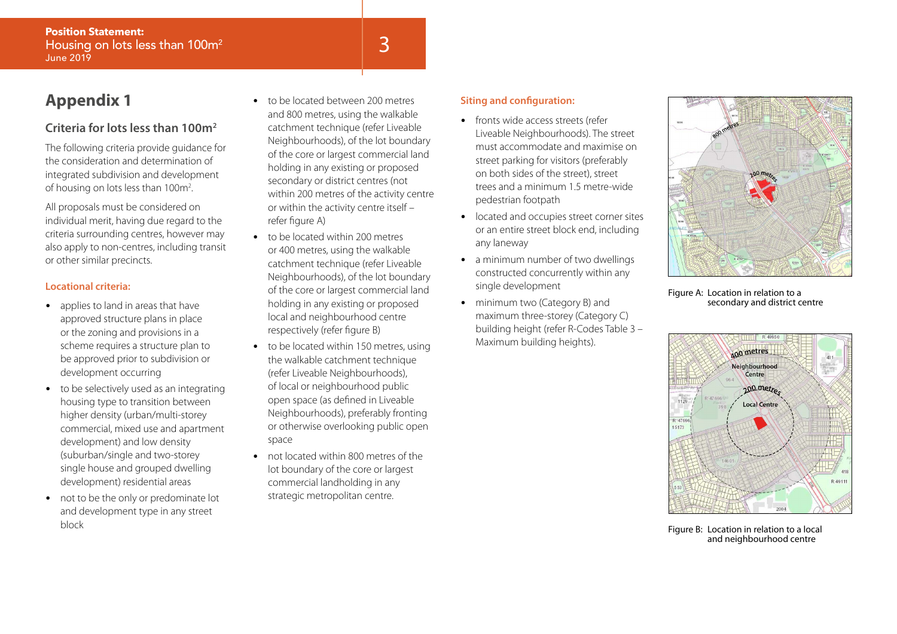# Appendix 1

## Criteria for lots less than 100m²

The following criteria provide guidance for the consideration and determination of integrated subdivision and development of housing on lots less than 100m².

All proposals must be considered on individual merit, having due regard to the criteria surrounding centres, however may also apply to non-centres, including transit or other similar precincts.

### Locational criteria:

- applies to land in areas that have approved structure plans in place or the zoning and provisions in a scheme requires a structure plan to be approved prior to subdivision or development occurring
- to be selectively used as an integrating housing type to transition between higher density (urban/multi-storey commercial, mixed use and apartment development) and low density (suburban/single and two-storey single house and grouped dwelling development) residential areas
- not to be the only or predominate lot and development type in any street block
- to be located between 200 metres and 800 metres, using the walkable catchment technique (refer Liveable Neighbourhoods), of the lot boundary of the core or largest commercial land holding in any existing or proposed secondary or district centres (not within 200 metres of the activity centre or within the activity centre itself – refer figure A)
- to be located within 200 metres or 400 metres, using the walkable catchment technique (refer Liveable Neighbourhoods), of the lot boundary of the core or largest commercial land holding in any existing or proposed local and neighbourhood centre respectively (refer figure B)
- to be located within 150 metres, using the walkable catchment technique (refer Liveable Neighbourhoods), of local or neighbourhood public open space (as defined in Liveable Neighbourhoods), preferably fronting or otherwise overlooking public open space
- not located within 800 metres of the lot boundary of the core or largest commercial landholding in any strategic metropolitan centre.

### Siting and configuration:

- fronts wide access streets (refer Liveable Neighbourhoods). The street must accommodate and maximise on street parking for visitors (preferably on both sides of the street), street trees and a minimum 1.5 metre-wide pedestrian footpath
- located and occupies street corner sites or an entire street block end, including any laneway
- a minimum number of two dwellings constructed concurrently within any single development
- minimum two (Category B) and maximum three-storey (Category C) building height (refer R-Codes Table 3 – Maximum building heights).

Figure A: Location in relation to a secondary and district centre

Figure B: Location in relation to a local and neighbourhood centre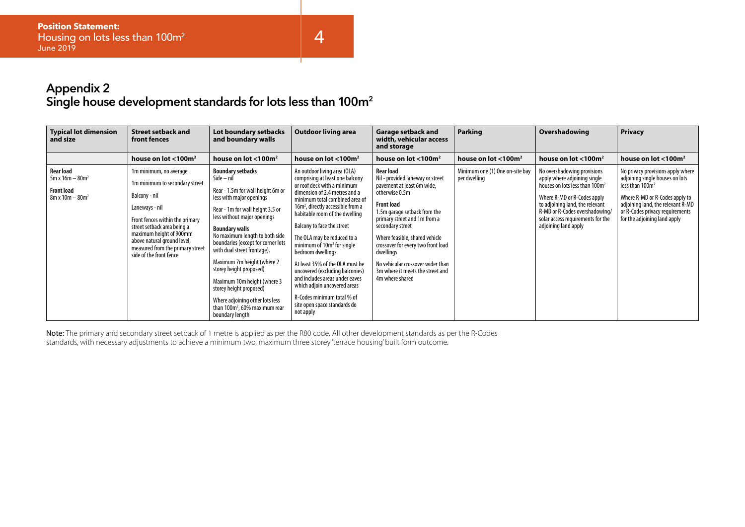## Appendix 2
## Single house development standards for lots less than 100m²

| Typical lot dimension and size | Street setback and front fences | Lot boundary setbacks and boundary walls | Outdoor living area | Garage setback and width, vehicular access and storage | Parking | Overshadowing | Privacy |
|---|---|---|---|---|---|---|---|
| | **house on lot <100m²** | **house on lot <100m²** | **house on lot <100m²** | **house on lot <100m²** | **house on lot <100m²** | **house on lot <100m²** | **house on lot <100m²** |
| **Rear load**<br>5m x 16m – 80m²<br><br>**Front load**<br>8m x 10m – 80m² | 1m minimum, no average<br><br>1m minimum to secondary street<br><br>Balcony - nil<br><br>Laneways - nil<br><br>Front fences within the primary street setback area being a maximum height of 900mm above natural ground level, measured from the primary street side of the front fence | **Boundary setbacks**<br>Side – nil<br><br>Rear - 1.5m for wall height 6m or less with major openings<br><br>Rear - 1m for wall height 3.5 or less without major openings<br><br>**Boundary walls**<br>No maximum length to both side boundaries (except for corner lots with dual street frontage).<br><br>Maximum 7m height (where 2 storey height proposed)<br><br>Maximum 10m height (where 3 storey height proposed)<br><br>Where adjoining other lots less than 100m², 60% maximum rear boundary length | An outdoor living area (OLA) comprising at least one balcony or roof deck with a minimum dimension of 2.4 metres and a minimum total combined area of 16m², directly accessible from a habitable room of the dwelling<br><br>Balcony to face the street<br><br>The OLA may be reduced to a minimum of 10m² for single bedroom dwellings<br><br>At least 35% of the OLA must be uncovered (excluding balconies) and includes areas under eaves which adjoin uncovered areas<br><br>R-Codes minimum total % of site open space standards do not apply | **Rear load**<br>Nil - provided laneway or street pavement at least 6m wide, otherwise 0.5m<br><br>**Front load**<br>1.5m garage setback from the primary street and 1m from a secondary street<br><br>Where feasible, shared vehicle crossover for every two front load dwellings<br><br>No vehicular crossover wider than 3m where it meets the street and 4m where shared | Minimum one (1) One on-site bay per dwelling | No overshadowing provisions apply where adjoining single houses on lots less than 100m²<br><br>Where R-MD or R-Codes apply to adjoining land, the relevant R-MD or R-Codes overshadowing/ solar access requirements for the adjoining land apply | No privacy provisions apply where adjoining single houses on lots less than 100m²<br><br>Where R-MD or R-Codes apply to adjoining land, the relevant R-MD or R-Codes privacy requirements for the adjoining land apply |

**Note:** The primary and secondary street setback of 1 metre is applied as per the R80 code. All other development standards as per the R-Codes standards, with necessary adjustments to achieve a minimum two, maximum three storey 'terrace housing' built form outcome.